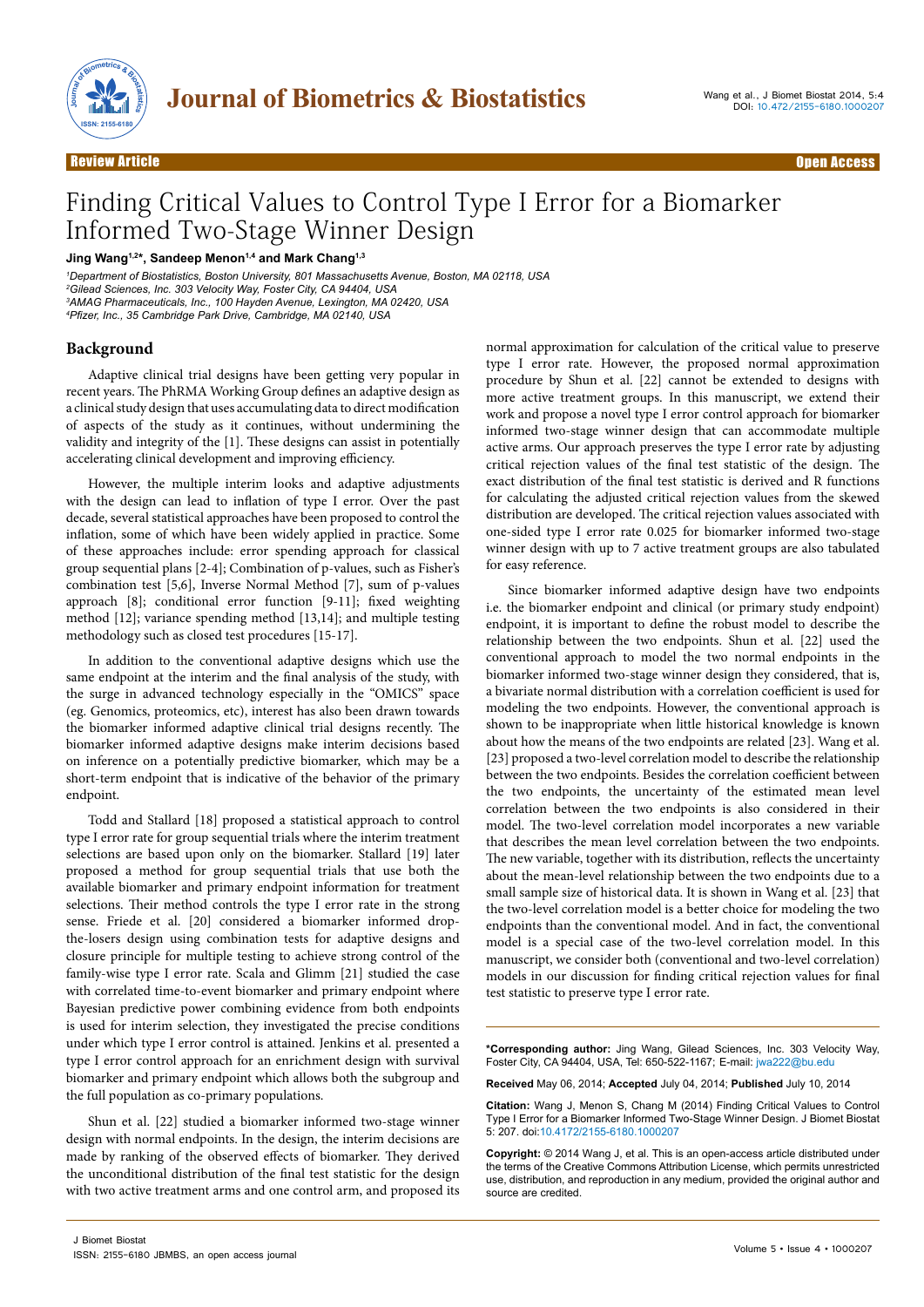Review Article | Open Access

# Finding Critical Values to Control Type I Error for a Biomarker Informed Two-Stage Winner Design

**Jing Wang[1,2]*, Sandeep Menon[1,4] and Mark Chang[1,3]**

[1]Department of Biostatistics, Boston University, 801 Massachusetts Avenue, Boston, MA 02118, USA
[2]Gilead Sciences, Inc. 303 Velocity Way, Foster City, CA 94404, USA
[3]AMAG Pharmaceuticals, Inc., 100 Hayden Avenue, Lexington, MA 02420, USA
[4]Pfizer, Inc., 35 Cambridge Park Drive, Cambridge, MA 02140, USA

## Background

Adaptive clinical trial designs have been getting very popular in recent years. The PhRMA Working Group defines an adaptive design as a clinical study design that uses accumulating data to direct modification of aspects of the study as it continues, without undermining the validity and integrity of the [1]. These designs can assist in potentially accelerating clinical development and improving efficiency.

However, the multiple interim looks and adaptive adjustments with the design can lead to inflation of type I error. Over the past decade, several statistical approaches have been proposed to control the inflation, some of which have been widely applied in practice. Some of these approaches include: error spending approach for classical group sequential plans [2-4]; Combination of p-values, such as Fisher's combination test [5,6], Inverse Normal Method [7], sum of p-values approach [8]; conditional error function [9-11]; fixed weighting method [12]; variance spending method [13,14]; and multiple testing methodology such as closed test procedures [15-17].

In addition to the conventional adaptive designs which use the same endpoint at the interim and the final analysis of the study, with the surge in advanced technology especially in the "OMICS" space (eg. Genomics, proteomics, etc), interest has also been drawn towards the biomarker informed adaptive clinical trial designs recently. The biomarker informed adaptive designs make interim decisions based on inference on a potentially predictive biomarker, which may be a short-term endpoint that is indicative of the behavior of the primary endpoint.

Todd and Stallard [18] proposed a statistical approach to control type I error rate for group sequential trials where the interim treatment selections are based upon only on the biomarker. Stallard [19] later proposed a method for group sequential trials that use both the available biomarker and primary endpoint information for treatment selections. Their method controls the type I error rate in the strong sense. Friede et al. [20] considered a biomarker informed drop-the-losers design using combination tests for adaptive designs and closure principle for multiple testing to achieve strong control of the family-wise type I error rate. Scala and Glimm [21] studied the case with correlated time-to-event biomarker and primary endpoint where Bayesian predictive power combining evidence from both endpoints is used for interim selection, they investigated the precise conditions under which type I error control is attained. Jenkins et al. presented a type I error control approach for an enrichment design with survival biomarker and primary endpoint which allows both the subgroup and the full population as co-primary populations.

Shun et al. [22] studied a biomarker informed two-stage winner design with normal endpoints. In the design, the interim decisions are made by ranking of the observed effects of biomarker. They derived the unconditional distribution of the final test statistic for the design with two active treatment arms and one control arm, and proposed its normal approximation for calculation of the critical value to preserve type I error rate. However, the proposed normal approximation procedure by Shun et al. [22] cannot be extended to designs with more active treatment groups. In this manuscript, we extend their work and propose a novel type I error control approach for biomarker informed two-stage winner design that can accommodate multiple active arms. Our approach preserves the type I error rate by adjusting critical rejection values of the final test statistic of the design. The exact distribution of the final test statistic is derived and R functions for calculating the adjusted critical rejection values from the skewed distribution are developed. The critical rejection values associated with one-sided type I error rate 0.025 for biomarker informed two-stage winner design with up to 7 active treatment groups are also tabulated for easy reference.

Since biomarker informed adaptive design have two endpoints i.e. the biomarker endpoint and clinical (or primary study endpoint) endpoint, it is important to define the robust model to describe the relationship between the two endpoints. Shun et al. [22] used the conventional approach to model the two normal endpoints in the biomarker informed two-stage winner design they considered, that is, a bivariate normal distribution with a correlation coefficient is used for modeling the two endpoints. However, the conventional approach is shown to be inappropriate when little historical knowledge is known about how the means of the two endpoints are related [23]. Wang et al. [23] proposed a two-level correlation model to describe the relationship between the two endpoints. Besides the correlation coefficient between the two endpoints, the uncertainty of the estimated mean level correlation between the two endpoints is also considered in their model. The two-level correlation model incorporates a new variable that describes the mean level correlation between the two endpoints. The new variable, together with its distribution, reflects the uncertainty about the mean-level relationship between the two endpoints due to a small sample size of historical data. It is shown in Wang et al. [23] that the two-level correlation model is a better choice for modeling the two endpoints than the conventional model. And in fact, the conventional model is a special case of the two-level correlation model. In this manuscript, we consider both (conventional and two-level correlation) models in our discussion for finding critical rejection values for final test statistic to preserve type I error rate.

---

**\*Corresponding author:** Jing Wang, Gilead Sciences, Inc. 303 Velocity Way, Foster City, CA 94404, USA, Tel: 650-522-1167; E-mail: jwa222@bu.edu

**Received** May 06, 2014; **Accepted** July 04, 2014; **Published** July 10, 2014

**Citation:** Wang J, Menon S, Chang M (2014) Finding Critical Values to Control Type I Error for a Biomarker Informed Two-Stage Winner Design. J Biomet Biostat 5: 207. doi:10.4172/2155-6180.1000207

**Copyright:** © 2014 Wang J, et al. This is an open-access article distributed under the terms of the Creative Commons Attribution License, which permits unrestricted use, distribution, and reproduction in any medium, provided the original author and source are credited.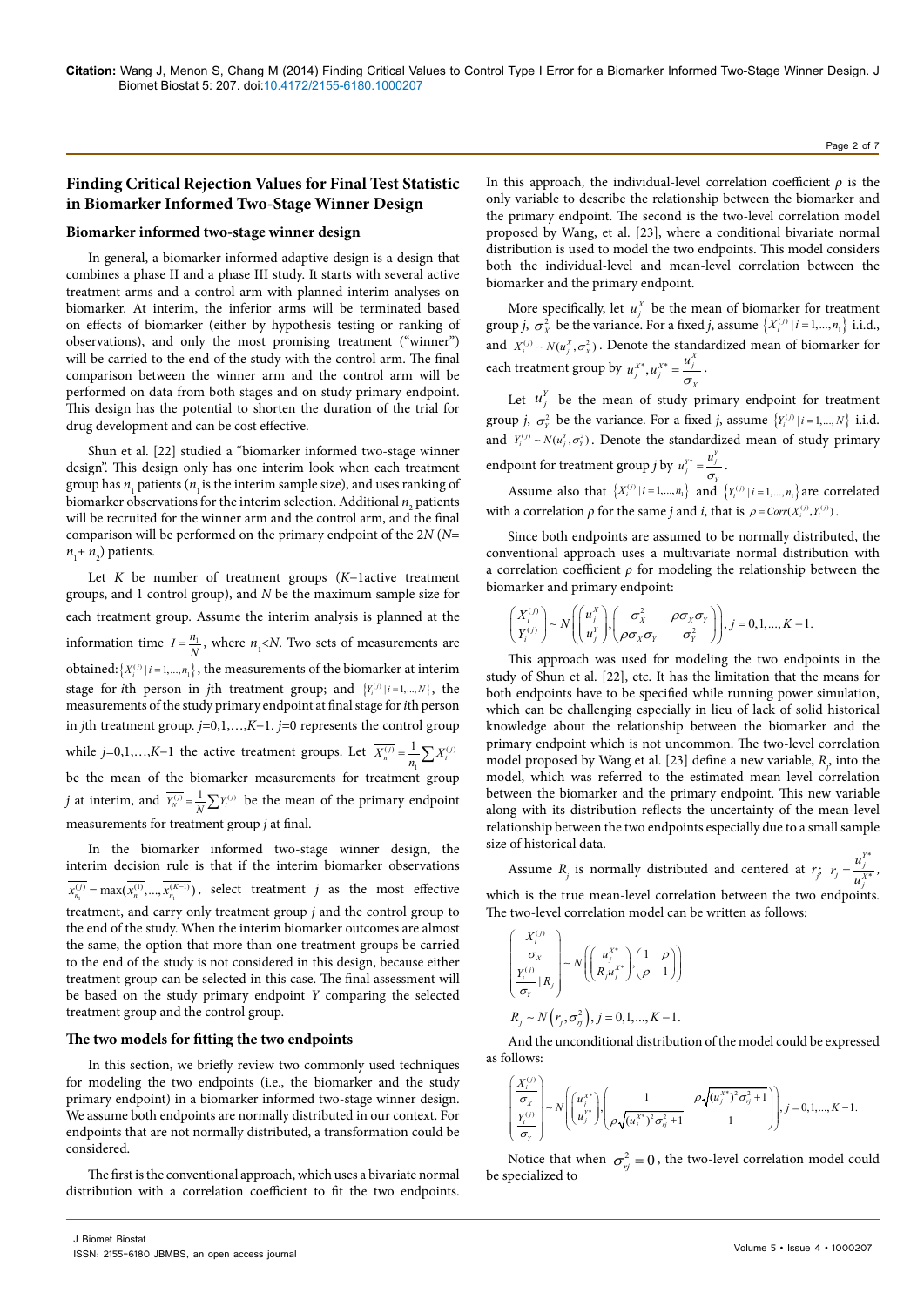## Finding Critical Rejection Values for Final Test Statistic in Biomarker Informed Two-Stage Winner Design

### Biomarker informed two-stage winner design

In general, a biomarker informed adaptive design is a design that combines a phase II and a phase III study. It starts with several active treatment arms and a control arm with planned interim analyses on biomarker. At interim, the inferior arms will be terminated based on effects of biomarker (either by hypothesis testing or ranking of observations), and only the most promising treatment ("winner") will be carried to the end of the study with the control arm. The final comparison between the winner arm and the control arm will be performed on data from both stages and on study primary endpoint. This design has the potential to shorten the duration of the trial for drug development and can be cost effective.

Shun et al. [22] studied a "biomarker informed two-stage winner design". This design only has one interim look when each treatment group has $n_1$ patients ($n_1$ is the interim sample size), and uses ranking of biomarker observations for the interim selection. Additional $n_2$ patients will be recruited for the winner arm and the control arm, and the final comparison will be performed on the primary endpoint of the 2$N$ ($N$= $n_1$+ $n_2$) patients.

Let $K$ be number of treatment groups ($K$−1active treatment groups, and 1 control group), and $N$ be the maximum sample size for each treatment group. Assume the interim analysis is planned at the information time $I=\frac{n_1}{N}$, where $n_1$<$N$. Two sets of measurements are obtained: $\{X_i^{(j)} \mid i=1,...,n_1\}$, the measurements of the biomarker at interim stage for $i$th person in $j$th treatment group; and $\{Y_i^{(j)} \mid i=1,...,N\}$, the measurements of the study primary endpoint at final stage for $i$th person in $j$th treatment group. $j$=0,1,…,$K$−1. $j$=0 represents the control group while $j$=0,1,…,$K$−1 the active treatment groups. Let $\overline{X_{n_1}^{(j)}}=\frac{1}{n_1}\sum X_i^{(j)}$ be the mean of the biomarker measurements for treatment group $j$ at interim, and $\overline{Y_N^{(j)}}=\frac{1}{N}\sum Y_i^{(j)}$ be the mean of the primary endpoint measurements for treatment group $j$ at final.

In the biomarker informed two-stage winner design, the interim decision rule is that if the interim biomarker observations $\overline{x_{n_1}^{(j)}}=\max(\overline{x_{n_1}^{(1)}},...,\overline{x_{n_1}^{(K-1)}})$, select treatment $j$ as the most effective treatment, and carry only treatment group $j$ and the control group to the end of the study. When the interim biomarker outcomes are almost the same, the option that more than one treatment groups be carried to the end of the study is not considered in this design, because either treatment group can be selected in this case. The final assessment will be based on the study primary endpoint $Y$ comparing the selected treatment group and the control group.

### The two models for fitting the two endpoints

In this section, we briefly review two commonly used techniques for modeling the two endpoints (i.e., the biomarker and the study primary endpoint) in a biomarker informed two-stage winner design. We assume both endpoints are normally distributed in our context. For endpoints that are not normally distributed, a transformation could be considered.

The first is the conventional approach, which uses a bivariate normal distribution with a correlation coefficient to fit the two endpoints. In this approach, the individual-level correlation coefficient $\rho$ is the only variable to describe the relationship between the biomarker and the primary endpoint. The second is the two-level correlation model proposed by Wang, et al. [23], where a conditional bivariate normal distribution is used to model the two endpoints. This model considers both the individual-level and mean-level correlation between the biomarker and the primary endpoint.

More specifically, let $u_j^X$ be the mean of biomarker for treatment group $j$, $\sigma_X^2$ be the variance. For a fixed $j$, assume $\{X_i^{(j)} \mid i=1,...,n_1\}$ i.i.d., and $X_i^{(j)} \sim N(u_j^X,\sigma_X^2)$. Denote the standardized mean of biomarker for each treatment group by $u_j^{X*}, u_j^{X*}=\frac{u_j^X}{\sigma_X}$.

Let $u_j^Y$ be the mean of study primary endpoint for treatment group $j$, $\sigma_Y^2$ be the variance. For a fixed $j$, assume $\{Y_i^{(j)} \mid i=1,...,N\}$ i.i.d. and $Y_i^{(j)} \sim N(u_j^Y,\sigma_Y^2)$. Denote the standardized mean of study primary endpoint for treatment group $j$ by $u_j^{Y*}=\frac{u_j^Y}{\sigma_Y}$.

Assume also that $\{X_i^{(j)} \mid i=1,...,n_1\}$ and $\{Y_i^{(j)} \mid i=1,...,n_1\}$ are correlated with a correlation $\rho$ for the same $j$ and $i$, that is $\rho=Corr(X_i^{(j)},Y_i^{(j)})$.

Since both endpoints are assumed to be normally distributed, the conventional approach uses a multivariate normal distribution with a correlation coefficient $\rho$ for modeling the relationship between the biomarker and primary endpoint:

$$\begin{pmatrix} X_i^{(j)} \\ Y_i^{(j)} \end{pmatrix} \sim N\left(\begin{pmatrix} u_j^X \\ u_j^Y \end{pmatrix}, \begin{pmatrix} \sigma_X^2 & \rho\sigma_X\sigma_Y \\ \rho\sigma_X\sigma_Y & \sigma_Y^2 \end{pmatrix}\right), j=0,1,...,K-1.$$

This approach was used for modeling the two endpoints in the study of Shun et al. [22], etc. It has the limitation that the means for both endpoints have to be specified while running power simulation, which can be challenging especially in lieu of lack of solid historical knowledge about the relationship between the biomarker and the primary endpoint which is not uncommon. The two-level correlation model proposed by Wang et al. [23] define a new variable, $R_j$, into the model, which was referred to the estimated mean level correlation between the biomarker and the primary endpoint. This new variable along with its distribution reflects the uncertainty of the mean-level relationship between the two endpoints especially due to a small sample size of historical data.

Assume $R_j$ is normally distributed and centered at $r_j$; $r_j=\frac{u_j^{Y*}}{u_j^{X*}}$, which is the true mean-level correlation between the two endpoints. The two-level correlation model can be written as follows:

$$\begin{pmatrix} \frac{X_i^{(j)}}{\sigma_X} \\ \frac{Y_i^{(j)}}{\sigma_Y} \mid R_j \end{pmatrix} \sim N\left(\begin{pmatrix} u_j^{X*} \\ R_j u_j^{X*} \end{pmatrix}, \begin{pmatrix} 1 & \rho \\ \rho & 1 \end{pmatrix}\right)$$

$$R_j \sim N\left(r_j,\sigma_{r_j}^2\right), j=0,1,...,K-1.$$

And the unconditional distribution of the model could be expressed as follows:

$$\begin{pmatrix} \frac{X_i^{(j)}}{\sigma_X} \\ \frac{Y_i^{(j)}}{\sigma_Y} \end{pmatrix} \sim N\left(\begin{pmatrix} u_j^{X*} \\ u_j^{Y*} \end{pmatrix}, \begin{pmatrix} 1 & \rho\sqrt{(u_j^{X*})^2\sigma_{rj}^2+1} \\ \rho\sqrt{(u_j^{X*})^2\sigma_{rj}^2+1} & 1 \end{pmatrix}\right), j=0,1,...,K-1.$$

Notice that when $\sigma_{rj}^2=0$, the two-level correlation model could be specialized to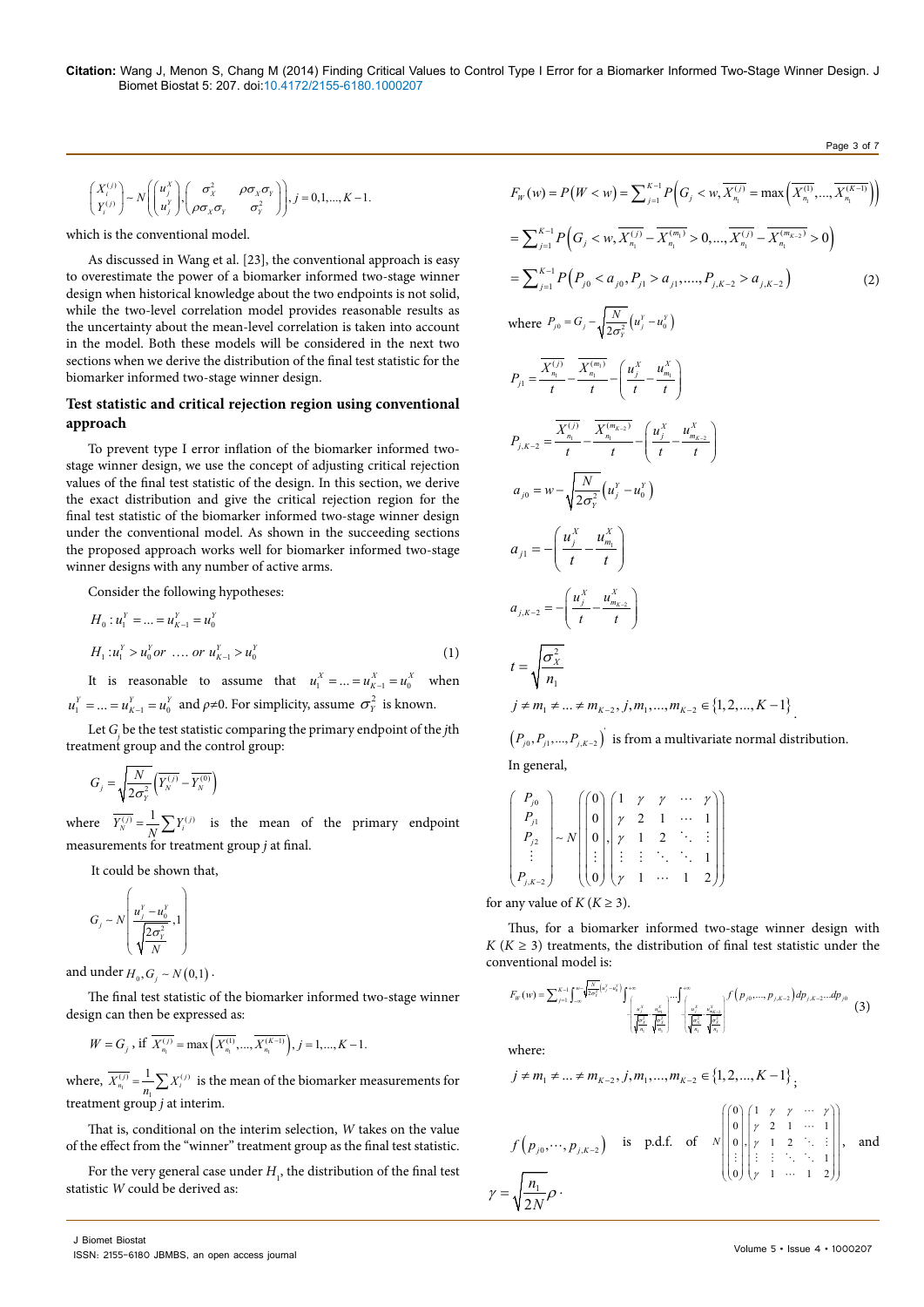$$\begin{pmatrix} X_i^{(j)} \\ Y_i^{(j)} \end{pmatrix} \sim N\left(\begin{pmatrix} u_j^X \\ u_j^Y \end{pmatrix}, \begin{pmatrix} \sigma_X^2 & \rho\sigma_X\sigma_Y \\ \rho\sigma_X\sigma_Y & \sigma_Y^2 \end{pmatrix}\right), j = 0,1,...,K-1.$$

which is the conventional model.

As discussed in Wang et al. [23], the conventional approach is easy to overestimate the power of a biomarker informed two-stage winner design when historical knowledge about the two endpoints is not solid, while the two-level correlation model provides reasonable results as the uncertainty about the mean-level correlation is taken into account in the model. Both these models will be considered in the next two sections when we derive the distribution of the final test statistic for the biomarker informed two-stage winner design.

## Test statistic and critical rejection region using conventional approach

To prevent type I error inflation of the biomarker informed two-stage winner design, we use the concept of adjusting critical rejection values of the final test statistic of the design. In this section, we derive the exact distribution and give the critical rejection region for the final test statistic of the biomarker informed two-stage winner design under the conventional model. As shown in the succeeding sections the proposed approach works well for biomarker informed two-stage winner designs with any number of active arms.

Consider the following hypotheses:

$$H_0 : u_1^Y = ... = u_{K-1}^Y = u_0^Y$$

$$H_1 : u_1^Y > u_0^Y \; or \; .... \; or \; u_{K-1}^Y > u_0^Y \tag{1}$$

It is reasonable to assume that $u_1^X = ... = u_{K-1}^X = u_0^X$ when $u_1^Y = ... = u_{K-1}^Y = u_0^Y$ and $\rho \neq 0$. For simplicity, assume $\sigma_Y^2$ is known.

Let $G_j$ be the test statistic comparing the primary endpoint of the $j$th treatment group and the control group:

$$G_j = \sqrt{\frac{N}{2\sigma_Y^2}}\left(\overline{Y_N^{(j)}} - \overline{Y_N^{(0)}}\right)$$

where $\overline{Y_N^{(j)}} = \frac{1}{N}\sum Y_i^{(j)}$ is the mean of the primary endpoint measurements for treatment group $j$ at final.

It could be shown that,

$$G_j \sim N\left(\frac{u_j^Y - u_0^Y}{\sqrt{\frac{2\sigma_Y^2}{N}}}, 1\right)$$

and under $H_0, G_j \sim N(0,1)$.

The final test statistic of the biomarker informed two-stage winner design can then be expressed as:

$$W = G_j \text{, if } \overline{X_{n_1}^{(j)}} = \max\left(\overline{X_{n_1}^{(1)}},...,\overline{X_{n_1}^{(K-1)}}\right), j = 1,...,K-1.$$

where, $\overline{X_{n_1}^{(j)}} = \frac{1}{n_1}\sum X_i^{(j)}$ is the mean of the biomarker measurements for treatment group $j$ at interim.

That is, conditional on the interim selection, $W$ takes on the value of the effect from the "winner" treatment group as the final test statistic.

For the very general case under $H_1$, the distribution of the final test statistic $W$ could be derived as:

$$F_W(w) = P(W < w) = \sum_{j=1}^{K-1} P\left(G_j < w, \overline{X_{n_1}^{(j)}} = \max\left(\overline{X_{n_1}^{(1)}},...,\overline{X_{n_1}^{(K-1)}}\right)\right)$$

$$= \sum_{j=1}^{K-1} P\left(G_j < w, \overline{X_{n_1}^{(j)}} - \overline{X_{n_1}^{(m_1)}} > 0,..., \overline{X_{n_1}^{(j)}} - \overline{X_{n_1}^{(m_{K-2})}} > 0\right)$$

$$= \sum_{j=1}^{K-1} P\left(P_{j0} < a_{j0}, P_{j1} > a_{j1},...., P_{j,K-2} > a_{j,K-2}\right) \tag{2}$$

where $P_{j0} = G_j - \sqrt{\frac{N}{2\sigma_Y^2}}\left(u_j^Y - u_0^Y\right)$

$$P_{j1} = \frac{\overline{X_{n_1}^{(j)}}}{t} - \frac{\overline{X_{n_1}^{(m_1)}}}{t} - \left(\frac{u_j^X}{t} - \frac{u_{m_1}^X}{t}\right)$$

$$P_{j,K-2} = \frac{\overline{X_{n_1}^{(j)}}}{t} - \frac{\overline{X_{n_1}^{(m_{K-2})}}}{t} - \left(\frac{u_j^X}{t} - \frac{u_{m_{K-2}}^X}{t}\right)$$

$$a_{j0} = w - \sqrt{\frac{N}{2\sigma_Y^2}}\left(u_j^Y - u_0^Y\right)$$

$$a_{j1} = -\left(\frac{u_j^X}{t} - \frac{u_{m_1}^X}{t}\right)$$

$$a_{j,K-2} = -\left(\frac{u_j^X}{t} - \frac{u_{m_{K-2}}^X}{t}\right)$$

$$t = \sqrt{\frac{\sigma_X^2}{n_1}}$$

$j \neq m_1 \neq ... \neq m_{K-2}, j, m_1, ..., m_{K-2} \in \{1,2,...,K-1\}$.

$\left(P_{j0}, P_{j1}, ..., P_{j,K-2}\right)'$ is from a multivariate normal distribution.

In general,

$$\begin{pmatrix} P_{j0} \\ P_{j1} \\ P_{j2} \\ \vdots \\ P_{j,K-2} \end{pmatrix} \sim N\left(\begin{pmatrix} 0 \\ 0 \\ 0 \\ \vdots \\ 0 \end{pmatrix}, \begin{pmatrix} 1 & \gamma & \gamma & \cdots & \gamma \\ \gamma & 2 & 1 & \cdots & 1 \\ \gamma & 1 & 2 & \ddots & \vdots \\ \vdots & \vdots & \ddots & \ddots & 1 \\ \gamma & 1 & \cdots & 1 & 2 \end{pmatrix}\right)$$

for any value of $K$ ($K \geq 3$).

Thus, for a biomarker informed two-stage winner design with $K$ ($K \geq 3$) treatments, the distribution of final test statistic under the conventional model is:

$$F_W(w) = \sum_{j=1}^{K-1} \int_{-\infty}^{w - \sqrt{\frac{N}{2\sigma_Y^2}}\left(u_j^Y - u_0^Y\right)} \int_{-\left(\frac{u_j^X}{\sqrt{\frac{\sigma_X^2}{n_1}}} - \frac{u_{m_1}^X}{\sqrt{\frac{\sigma_X^2}{n_1}}}\right)}^{+\infty} \cdots \int_{-\left(\frac{u_j^X}{\sqrt{\frac{\sigma_X^2}{n_1}}} - \frac{u_{m_{K-2}}^X}{\sqrt{\frac{\sigma_X^2}{n_1}}}\right)}^{+\infty} f\left(p_{j0},...,p_{j,K-2}\right) dp_{j,K-2}...dp_{j0} \tag{3}$$

where:

$j \neq m_1 \neq ... \neq m_{K-2}, j, m_1, ..., m_{K-2} \in \{1,2,...,K-1\}$;

$f\left(p_{j0},\cdots,p_{j,K-2}\right)$ is p.d.f. of $N\left(\begin{pmatrix} 0 \\ 0 \\ 0 \\ \vdots \\ 0 \end{pmatrix}, \begin{pmatrix} 1 & \gamma & \gamma & \cdots & \gamma \\ 0 & 2 & 1 & \cdots & 1 \\ \gamma & 1 & 2 & \ddots & \vdots \\ \vdots & \vdots & \ddots & \ddots & 1 \\ \gamma & 1 & \cdots & 1 & 2 \end{pmatrix}\right)$, and

$\gamma = \sqrt{\frac{n_1}{2N}}\rho$.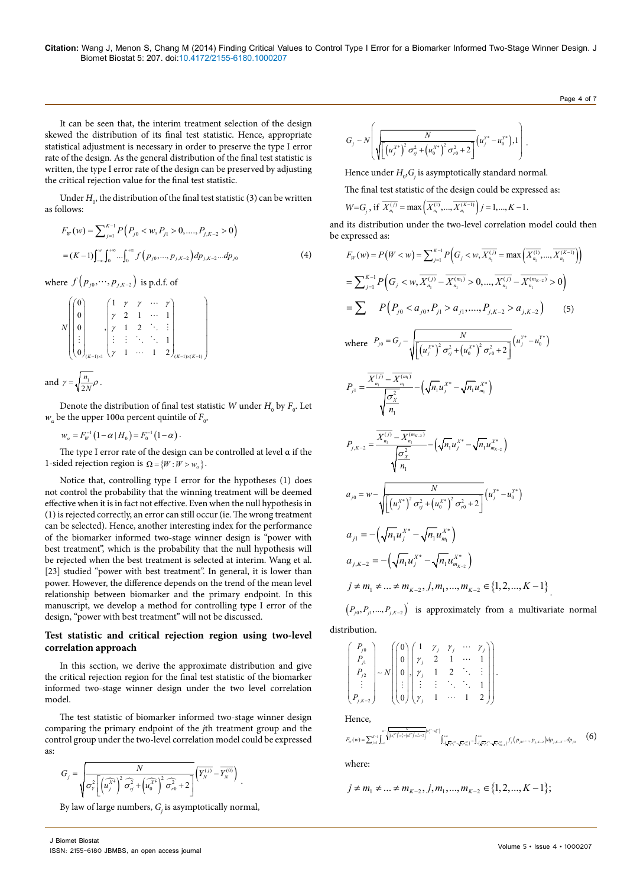It can be seen that, the interim treatment selection of the design skewed the distribution of its final test statistic. Hence, appropriate statistical adjustment is necessary in order to preserve the type I error rate of the design. As the general distribution of the final test statistic is written, the type I error rate of the design can be preserved by adjusting the critical rejection value for the final test statistic.

Under $H_0$, the distribution of the final test statistic (3) can be written as follows:

$$F_W(w) = \sum_{j=1}^{K-1} P\left(P_{j0} < w, P_{j1} > 0, \ldots, P_{j,K-2} > 0\right)$$

$$= (K-1)\int_{-\infty}^{w}\int_{0}^{+\infty}\cdots\int_{0}^{+\infty} f\left(p_{j0},\ldots,p_{j,K-2}\right)dp_{j,K-2}\ldots dp_{j0} \quad (4)$$

where $f\left(p_{j0},\cdots,p_{j,K-2}\right)$ is p.d.f. of

$$N\left(\begin{pmatrix}0\\0\\0\\\vdots\\0\end{pmatrix}_{(K-1)\times 1},\begin{pmatrix}1 & \gamma & \gamma & \cdots & \gamma\\ \gamma & 2 & 1 & \cdots & 1\\ \gamma & 1 & 2 & \ddots & \vdots\\ \vdots & \vdots & \ddots & \ddots & 1\\ \gamma & 1 & \cdots & 1 & 2\end{pmatrix}_{(K-1)\times(K-1)}\right)$$

and $\gamma = \sqrt{\frac{n_1}{2N}}\rho$.

Denote the distribution of final test statistic $W$ under $H_0$ by $F_0$. Let $w_\alpha$ be the upper $100\alpha$ percent quintile of $F_0$,

$$w_\alpha = F_W^{-1}\left(1-\alpha \mid H_0\right) = F_0^{-1}\left(1-\alpha\right).$$

The type I error rate of the design can be controlled at level α if the 1-sided rejection region is $\Omega = \{W : W > w_\alpha\}$.

Notice that, controlling type I error for the hypotheses (1) does not control the probability that the winning treatment will be deemed effective when it is in fact not effective. Even when the null hypothesis in (1) is rejected correctly, an error can still occur (ie. The wrong treatment can be selected). Hence, another interesting index for the performance of the biomarker informed two-stage winner design is "power with best treatment", which is the probability that the null hypothesis will be rejected when the best treatment is selected at interim. Wang et al. [23] studied "power with best treatment". In general, it is lower than power. However, the difference depends on the trend of the mean level relationship between biomarker and the primary endpoint. In this manuscript, we develop a method for controlling type I error of the design, "power with best treatment" will not be discussed.

## Test statistic and critical rejection region using two-level correlation approach

In this section, we derive the approximate distribution and give the critical rejection region for the final test statistic of the biomarker informed two-stage winner design under the two level correlation model.

The test statistic of biomarker informed two-stage winner design comparing the primary endpoint of the $j$th treatment group and the control group under the two-level correlation model could be expressed as:

$$G_j = \sqrt{\frac{N}{\sigma_Y^2\left[\left(\widehat{u_j^{X^*}}\right)^2\widehat{\sigma_{rj}^2} + \left(\widehat{u_0^{X^*}}\right)^2\widehat{\sigma_{r0}^2} + 2\right]}}\left(\overline{Y_N^{(j)}} - \overline{Y_N^{(0)}}\right).$$

By law of large numbers, $G_j$ is asymptotically normal,

$$G_j \sim N\left(\sqrt{\frac{N}{\left[\left(u_j^{X^*}\right)^2\sigma_{rj}^2 + \left(u_0^{X^*}\right)^2\sigma_{r0}^2 + 2\right]}}\left(u_j^{Y^*} - u_0^{Y^*}\right), 1\right).$$

Hence under $H_0$, $G_j$ is asymptotically standard normal.

The final test statistic of the design could be expressed as:

$$W = G_j, \text{ if } \overline{X_{n_1}^{(j)}} = \max\left(\overline{X_{n_1}^{(1)}},\ldots,\overline{X_{n_1}^{(K-1)}}\right) j = 1,\ldots,K-1.$$

and its distribution under the two-level correlation model could then be expressed as:

$$F_W(w) = P(W < w) = \sum_{j=1}^{K-1} P\left(G_j < w, \overline{X_{n_1}^{(j)}} = \max\left(\overline{X_{n_1}^{(1)}},\ldots,\overline{X_{n_1}^{(K-1)}}\right)\right)$$

$$= \sum_{j=1}^{K-1} P\left(G_j < w, \overline{X_{n_1}^{(j)}} - \overline{X_{n_1}^{(m_1)}} > 0, \ldots, \overline{X_{n_1}^{(j)}} - \overline{X_{n_1}^{(m_{K-2})}} > 0\right)$$

$$= \sum P\left(P_{j0} < a_{j0}, P_{j1} > a_{j1}, \ldots, P_{j,K-2} > a_{j,K-2}\right) \quad (5)$$

where $P_{j0} = G_j - \sqrt{\frac{N}{\left[\left(u_j^{X^*}\right)^2\sigma_{rj}^2 + \left(u_0^{X^*}\right)^2\sigma_{r0}^2 + 2\right]}}\left(u_j^{Y^*} - u_0^{Y^*}\right)$

$$P_{j1} = \frac{\overline{X_{n_1}^{(j)}} - \overline{X_{n_1}^{(m_1)}}}{\sqrt{\frac{\sigma_X^2}{n_1}}} - \left(\sqrt{n_1}u_j^{X^*} - \sqrt{n_1}u_{m_1}^{X^*}\right)$$

$$P_{j,K-2} = \frac{\overline{X_{n_1}^{(j)}} - \overline{X_{n_1}^{(m_{K-2})}}}{\sqrt{\frac{\sigma_X^2}{n_1}}} - \left(\sqrt{n_1}u_j^{X^*} - \sqrt{n_1}u_{m_{K-2}}^{X^*}\right)$$

$$a_{j0} = w - \sqrt{\frac{N}{\left[\left(u_j^{X^*}\right)^2\sigma_{rj}^2 + \left(u_0^{X^*}\right)^2\sigma_{r0}^2 + 2\right]}}\left(u_j^{Y^*} - u_0^{Y^*}\right)$$

$$a_{j1} = -\left(\sqrt{n_1}u_j^{X^*} - \sqrt{n_1}u_{m_1}^{X^*}\right)$$

$$a_{j,K-2} = -\left(\sqrt{n_1}u_j^{X^*} - \sqrt{n_1}u_{m_{K-2}}^{X^*}\right)$$

$$j \neq m_1 \neq \ldots \neq m_{K-2}, j, m_1, \ldots, m_{K-2} \in \{1,2,\ldots,K-1\}.$$

$\left(P_{j0}, P_{j1}, \ldots, P_{j,K-2}\right)'$ is approximately from a multivariate normal distribution.

$$\begin{pmatrix}P_{j0}\\P_{j1}\\P_{j2}\\\vdots\\P_{j,K-2}\end{pmatrix} \sim N\left(\begin{pmatrix}0\\0\\0\\\vdots\\0\end{pmatrix},\begin{pmatrix}1 & \gamma_j & \gamma_j & \cdots & \gamma_j\\ \gamma_j & 2 & 1 & \cdots & 1\\ \gamma_j & 1 & 2 & \ddots & \vdots\\ \vdots & \vdots & \ddots & \ddots & 1\\ \gamma_j & 1 & \cdots & 1 & 2\end{pmatrix}\right).$$

Hence,

$$F_W(w) = \sum_{j=1}^{K-1}\int_{-\infty}^{w-\sqrt{\frac{N}{\left[\left(u_j^{X^*}\right)^2\sigma_{rj}^2 + \left(u_0^{X^*}\right)^2\sigma_{r0}^2 + 2\right]}}\left(u_j^{Y^*} - u_0^{Y^*}\right)}\int_{-\left(\sqrt{n_1}u_j^{X^*} - \sqrt{n_1}u_{m_1}^{X^*}\right)}^{+\infty}\cdots\int_{-\left(\sqrt{n_1}u_j^{X^*} - \sqrt{n_1}u_{m_{K-2}}^{X^*}\right)}^{+\infty} f_j\left(p_{j0},\ldots,p_{j,K-2}\right)dp_{j,K-2}\ldots dp_{j0} \quad (6)$$

where:

$$j \neq m_1 \neq \ldots \neq m_{K-2}, j, m_1, \ldots, m_{K-2} \in \{1,2,\ldots,K-1\};$$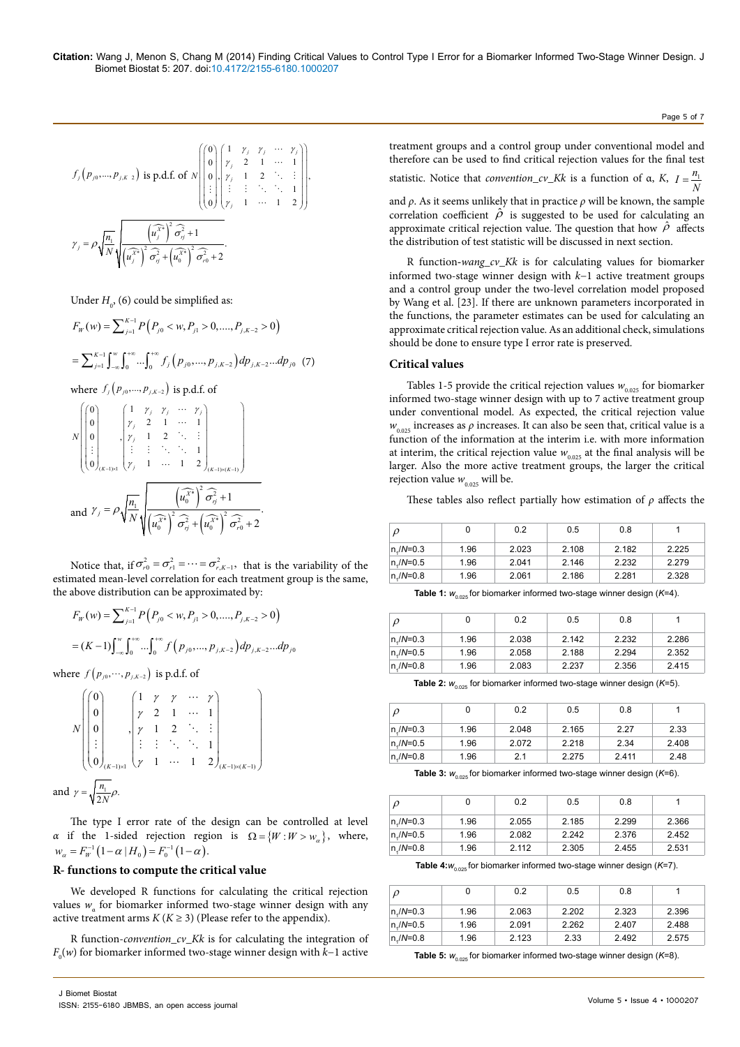$f_j\left(p_{j0},\ldots,p_{j,K-2}\right)$ is p.d.f. of $N\left(\begin{pmatrix}0\\0\\0\\\vdots\\0\end{pmatrix},\begin{pmatrix}1 & \gamma_j & \gamma_j & \cdots & \gamma_j\\ \gamma_j & 2 & 1 & \cdots & 1\\ \gamma_j & 1 & 2 & \ddots & \vdots\\ \vdots & \vdots & \ddots & \ddots & 1\\ \gamma_j & 1 & \cdots & 1 & 2\end{pmatrix}\right)$,

$$\gamma_j=\rho\sqrt{\frac{n_1}{N}}\sqrt{\frac{\left(\widehat{u_j^{X^*}}\right)^2\widehat{\sigma_{rj}^2}+1}{\left(\widehat{u_j^{X^*}}\right)^2\widehat{\sigma_{rj}^2}+\left(\widehat{u_0^{X^*}}\right)^2\widehat{\sigma_{r0}^2}+2}}.$$

Under $H_0$, (6) could be simplified as:

$$F_W(w)=\sum_{j=1}^{K-1}P\left(P_{j0}<w,P_{j1}>0,\ldots,P_{j,K-2}>0\right)$$

$$=\sum_{j=1}^{K-1}\int_{-\infty}^{w}\int_0^{+\infty}\ldots\int_0^{+\infty}f_j\left(p_{j0},\ldots,p_{j,K-2}\right)dp_{j,K-2}\ldots dp_{j0}\quad(7)$$

where $f_j\left(p_{j0},\ldots,p_{j,K-2}\right)$ is p.d.f. of

$$N\left(\begin{pmatrix}0\\0\\0\\\vdots\\0\end{pmatrix}_{(K-1)\times 1},\begin{pmatrix}1 & \gamma_j & \gamma_j & \cdots & \gamma_j\\ \gamma_j & 2 & 1 & \cdots & 1\\ \gamma_j & 1 & 2 & \ddots & \vdots\\ \vdots & \vdots & \ddots & \ddots & 1\\ \gamma_j & 1 & \cdots & 1 & 2\end{pmatrix}_{(K-1)\times(K-1)}\right)$$

and $\gamma_j=\rho\sqrt{\frac{n_1}{N}}\sqrt{\frac{\left(\widehat{u_0^{X^*}}\right)^2\widehat{\sigma_{rj}^2}+1}{\left(\widehat{u_0^{X^*}}\right)^2\widehat{\sigma_{rj}^2}+\left(\widehat{u_0^{X^*}}\right)^2\widehat{\sigma_{r0}^2}+2}}.$

Notice that, if $\sigma_{r0}^2=\sigma_{r1}^2=\cdots=\sigma_{r,K-1}^2$, that is the variability of the estimated mean-level correlation for each treatment group is the same, the above distribution can be approximated by:

$$F_W(w)=\sum_{j=1}^{K-1}P\left(P_{j0}<w,P_{j1}>0,\ldots,P_{j,K-2}>0\right)$$

$$=(K-1)\int_{-\infty}^{w}\int_0^{+\infty}\ldots\int_0^{+\infty}f\left(p_{j0},\ldots,p_{j,K-2}\right)dp_{j,K-2}\ldots dp_{j0}$$

where $f\left(p_{j0},\cdots,p_{j,K-2}\right)$ is p.d.f. of

$$N\left(\begin{pmatrix}0\\0\\0\\\vdots\\0\end{pmatrix}_{(K-1)\times 1},\begin{pmatrix}1 & \gamma & \gamma & \cdots & \gamma\\ \gamma & 2 & 1 & \cdots & 1\\ \gamma & 1 & 2 & \ddots & \vdots\\ \vdots & \vdots & \ddots & \ddots & 1\\ \gamma & 1 & \cdots & 1 & 2\end{pmatrix}_{(K-1)\times(K-1)}\right)$$

and $\gamma=\sqrt{\frac{n_1}{2N}}\rho.$

The type I error rate of the design can be controlled at level $\alpha$ if the 1-sided rejection region is $\Omega=\{W:W>w_\alpha\}$, where, $w_\alpha=F_W^{-1}\left(1-\alpha\mid H_0\right)=F_0^{-1}\left(1-\alpha\right)$.

## R- functions to compute the critical value

We developed R functions for calculating the critical rejection values $w_\alpha$ for biomarker informed two-stage winner design with any active treatment arms $K$ ($K\geq 3$) (Please refer to the appendix).

R function-*convention_cv_Kk* is for calculating the integration of $F_0(w)$ for biomarker informed two-stage winner design with $k-1$ active treatment groups and a control group under conventional model and therefore can be used to find critical rejection values for the final test statistic. Notice that *convention_cv_Kk* is a function of α, $K$, $I=\frac{n_1}{N}$ and $\rho$. As it seems unlikely that in practice $\rho$ will be known, the sample correlation coefficient $\hat{\rho}$ is suggested to be used for calculating an approximate critical rejection value. The question that how $\hat{\rho}$ affects the distribution of test statistic will be discussed in next section.

R function-*wang_cv_Kk* is for calculating values for biomarker informed two-stage winner design with $k-1$ active treatment groups and a control group under the two-level correlation model proposed by Wang et al. [23]. If there are unknown parameters incorporated in the functions, the parameter estimates can be used for calculating an approximate critical rejection value. As an additional check, simulations should be done to ensure type I error rate is preserved.

## Critical values

Tables 1-5 provide the critical rejection values $w_{0.025}$ for biomarker informed two-stage winner design with up to 7 active treatment group under conventional model. As expected, the critical rejection value $w_{0.025}$ increases as $\rho$ increases. It can also be seen that, critical value is a function of the information at the interim i.e. with more information at interim, the critical rejection value $w_{0.025}$ at the final analysis will be larger. Also the more active treatment groups, the larger the critical rejection value $w_{0.025}$ will be.

These tables also reflect partially how estimation of $\rho$ affects the

| $\rho$ | 0 | 0.2 | 0.5 | 0.8 | 1 |
|---|---|---|---|---|---|
| $n_1/N$=0.3 | 1.96 | 2.023 | 2.108 | 2.182 | 2.225 |
| $n_1/N$=0.5 | 1.96 | 2.041 | 2.146 | 2.232 | 2.279 |
| $n_1/N$=0.8 | 1.96 | 2.061 | 2.186 | 2.281 | 2.328 |

**Table 1:** $w_{0.025}$ for biomarker informed two-stage winner design ($K$=4).

| $\rho$ | 0 | 0.2 | 0.5 | 0.8 | 1 |
|---|---|---|---|---|---|
| $n_1/N$=0.3 | 1.96 | 2.038 | 2.142 | 2.232 | 2.286 |
| $n_1/N$=0.5 | 1.96 | 2.058 | 2.188 | 2.294 | 2.352 |
| $n_1/N$=0.8 | 1.96 | 2.083 | 2.237 | 2.356 | 2.415 |

**Table 2:** $w_{0.025}$ for biomarker informed two-stage winner design ($K$=5).

| $\rho$ | 0 | 0.2 | 0.5 | 0.8 | 1 |
|---|---|---|---|---|---|
| $n_1/N$=0.3 | 1.96 | 2.048 | 2.165 | 2.27 | 2.33 |
| $n_1/N$=0.5 | 1.96 | 2.072 | 2.218 | 2.34 | 2.408 |
| $n_1/N$=0.8 | 1.96 | 2.1 | 2.275 | 2.411 | 2.48 |

**Table 3:** $w_{0.025}$ for biomarker informed two-stage winner design ($K$=6).

| $\rho$ | 0 | 0.2 | 0.5 | 0.8 | 1 |
|---|---|---|---|---|---|
| $n_1/N$=0.3 | 1.96 | 2.055 | 2.185 | 2.299 | 2.366 |
| $n_1/N$=0.5 | 1.96 | 2.082 | 2.242 | 2.376 | 2.452 |
| $n_1/N$=0.8 | 1.96 | 2.112 | 2.305 | 2.455 | 2.531 |

**Table 4:** $w_{0.025}$ for biomarker informed two-stage winner design ($K$=7).

| $\rho$ | 0 | 0.2 | 0.5 | 0.8 | 1 |
|---|---|---|---|---|---|
| $n_1/N$=0.3 | 1.96 | 2.063 | 2.202 | 2.323 | 2.396 |
| $n_1/N$=0.5 | 1.96 | 2.091 | 2.262 | 2.407 | 2.488 |
| $n_1/N$=0.8 | 1.96 | 2.123 | 2.33 | 2.492 | 2.575 |

**Table 5:** $w_{0.025}$ for biomarker informed two-stage winner design ($K$=8).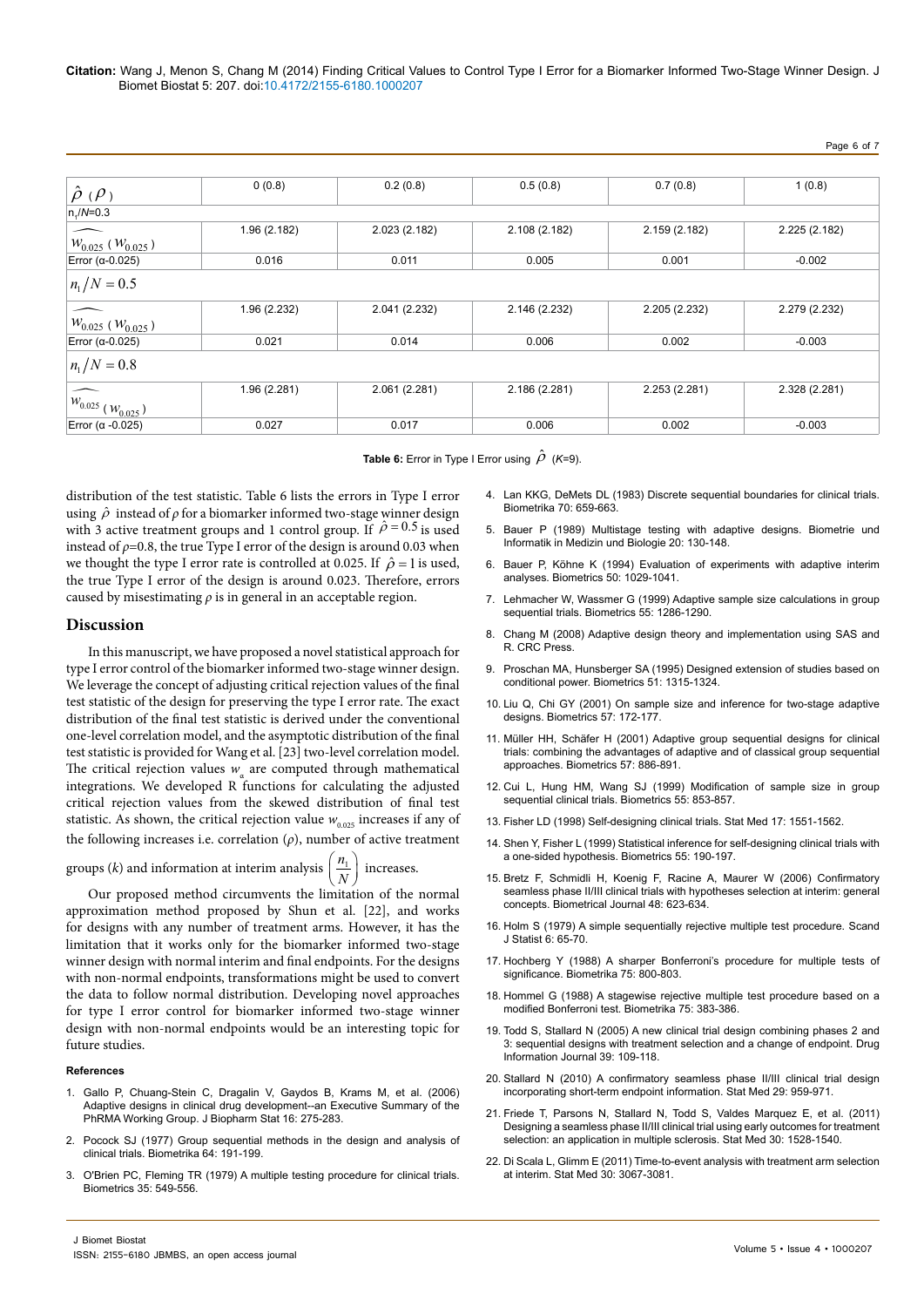| $\hat{\rho}$ ($\rho$) | 0 (0.8) | 0.2 (0.8) | 0.5 (0.8) | 0.7 (0.8) | 1 (0.8) |
|---|---|---|---|---|---|
| $n_1/N$=0.3 | | | | | |
| $\widehat{w_{0.025}}$ ($w_{0.025}$) | 1.96 (2.182) | 2.023 (2.182) | 2.108 (2.182) | 2.159 (2.182) | 2.225 (2.182) |
| Error (α-0.025) | 0.016 | 0.011 | 0.005 | 0.001 | -0.002 |
| $n_1/N = 0.5$ | | | | | |
| $\widehat{w_{0.025}}$ ($w_{0.025}$) | 1.96 (2.232) | 2.041 (2.232) | 2.146 (2.232) | 2.205 (2.232) | 2.279 (2.232) |
| Error (α-0.025) | 0.021 | 0.014 | 0.006 | 0.002 | -0.003 |
| $n_1/N = 0.8$ | | | | | |
| $\widehat{w_{0.025}}$ ($w_{0.025}$) | 1.96 (2.281) | 2.061 (2.281) | 2.186 (2.281) | 2.253 (2.281) | 2.328 (2.281) |
| Error (α -0.025) | 0.027 | 0.017 | 0.006 | 0.002 | -0.003 |

**Table 6:** Error in Type I Error using $\hat{\rho}$ (*K*=9).

distribution of the test statistic. Table 6 lists the errors in Type I error using $\hat{\rho}$ instead of $\rho$ for a biomarker informed two-stage winner design with 3 active treatment groups and 1 control group. If $\hat{\rho} = 0.5$ is used instead of $\rho$=0.8, the true Type I error of the design is around 0.03 when we thought the type I error rate is controlled at 0.025. If $\hat{\rho} = 1$ is used, the true Type I error of the design is around 0.023. Therefore, errors caused by misestimating $\rho$ is in general in an acceptable region.

## Discussion

In this manuscript, we have proposed a novel statistical approach for type I error control of the biomarker informed two-stage winner design. We leverage the concept of adjusting critical rejection values of the final test statistic of the design for preserving the type I error rate. The exact distribution of the final test statistic is derived under the conventional one-level correlation model, and the asymptotic distribution of the final test statistic is provided for Wang et al. [23] two-level correlation model. The critical rejection values $w_\alpha$ are computed through mathematical integrations. We developed R functions for calculating the adjusted critical rejection values from the skewed distribution of final test statistic. As shown, the critical rejection value $w_{0.025}$ increases if any of the following increases i.e. correlation ($\rho$), number of active treatment groups ($k$) and information at interim analysis $\left(\frac{n_1}{N}\right)$ increases.

Our proposed method circumvents the limitation of the normal approximation method proposed by Shun et al. [22], and works for designs with any number of treatment arms. However, it has the limitation that it works only for the biomarker informed two-stage winner design with normal interim and final endpoints. For the designs with non-normal endpoints, transformations might be used to convert the data to follow normal distribution. Developing novel approaches for type I error control for biomarker informed two-stage winner design with non-normal endpoints would be an interesting topic for future studies.

### References

1. Gallo P, Chuang-Stein C, Dragalin V, Gaydos B, Krams M, et al. (2006) Adaptive designs in clinical drug development--an Executive Summary of the PhRMA Working Group. J Biopharm Stat 16: 275-283.
2. Pocock SJ (1977) Group sequential methods in the design and analysis of clinical trials. Biometrika 64: 191-199.
3. O'Brien PC, Fleming TR (1979) A multiple testing procedure for clinical trials. Biometrics 35: 549-556.
4. Lan KKG, DeMets DL (1983) Discrete sequential boundaries for clinical trials. Biometrika 70: 659-663.
5. Bauer P (1989) Multistage testing with adaptive designs. Biometrie und Informatik in Medizin und Biologie 20: 130-148.
6. Bauer P, Köhne K (1994) Evaluation of experiments with adaptive interim analyses. Biometrics 50: 1029-1041.
7. Lehmacher W, Wassmer G (1999) Adaptive sample size calculations in group sequential trials. Biometrics 55: 1286-1290.
8. Chang M (2008) Adaptive design theory and implementation using SAS and R. CRC Press.
9. Proschan MA, Hunsberger SA (1995) Designed extension of studies based on conditional power. Biometrics 51: 1315-1324.
10. Liu Q, Chi GY (2001) On sample size and inference for two-stage adaptive designs. Biometrics 57: 172-177.
11. Müller HH, Schäfer H (2001) Adaptive group sequential designs for clinical trials: combining the advantages of adaptive and of classical group sequential approaches. Biometrics 57: 886-891.
12. Cui L, Hung HM, Wang SJ (1999) Modification of sample size in group sequential clinical trials. Biometrics 55: 853-857.
13. Fisher LD (1998) Self-designing clinical trials. Stat Med 17: 1551-1562.
14. Shen Y, Fisher L (1999) Statistical inference for self-designing clinical trials with a one-sided hypothesis. Biometrics 55: 190-197.
15. Bretz F, Schmidli H, Koenig F, Racine A, Maurer W (2006) Confirmatory seamless phase II/III clinical trials with hypotheses selection at interim: general concepts. Biometrical Journal 48: 623-634.
16. Holm S (1979) A simple sequentially rejective multiple test procedure. Scand J Statist 6: 65-70.
17. Hochberg Y (1988) A sharper Bonferroni's procedure for multiple tests of significance. Biometrika 75: 800-803.
18. Hommel G (1988) A stagewise rejective multiple test procedure based on a modified Bonferroni test. Biometrika 75: 383-386.
19. Todd S, Stallard N (2005) A new clinical trial design combining phases 2 and 3: sequential designs with treatment selection and a change of endpoint. Drug Information Journal 39: 109-118.
20. Stallard N (2010) A confirmatory seamless phase II/III clinical trial design incorporating short-term endpoint information. Stat Med 29: 959-971.
21. Friede T, Parsons N, Stallard N, Todd S, Valdes Marquez E, et al. (2011) Designing a seamless phase II/III clinical trial using early outcomes for treatment selection: an application in multiple sclerosis. Stat Med 30: 1528-1540.
22. Di Scala L, Glimm E (2011) Time-to-event analysis with treatment arm selection at interim. Stat Med 30: 3067-3081.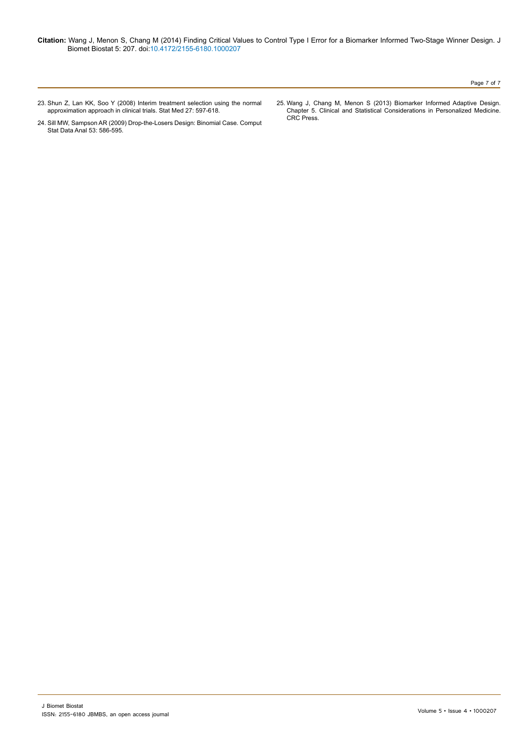23. Shun Z, Lan KK, Soo Y (2008) Interim treatment selection using the normal approximation approach in clinical trials. Stat Med 27: 597-618.

24. Sill MW, Sampson AR (2009) Drop-the-Losers Design: Binomial Case. Comput Stat Data Anal 53: 586-595.

25. Wang J, Chang M, Menon S (2013) Biomarker Informed Adaptive Design. Chapter 5. Clinical and Statistical Considerations in Personalized Medicine. CRC Press.